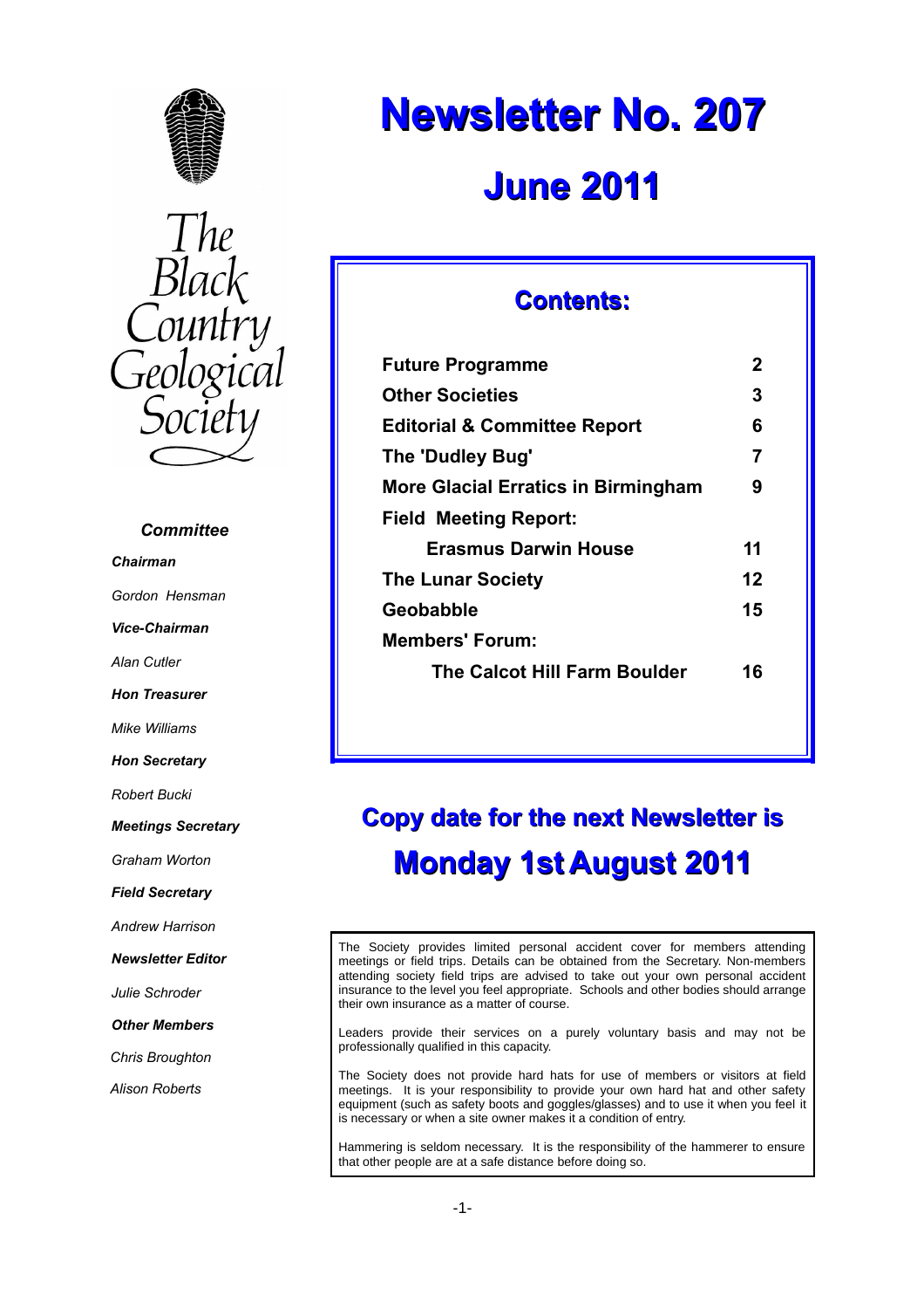The Black Country Geological Society

# Newsletter No. 207

## June 2011

### Contents:

| | |
|---|---|
| **Future Programme** | **2** |
| **Other Societies** | **3** |
| **Editorial & Committee Report** | **6** |
| **The 'Dudley Bug'** | **7** |
| **More Glacial Erratics in Birmingham** | **9** |
| **Field Meeting Report:** | |
| **Erasmus Darwin House** | **11** |
| **The Lunar Society** | **12** |
| **Geobabble** | **15** |
| **Members' Forum:** | |
| **The Calcot Hill Farm Boulder** | **16** |

***Committee***

***Chairman***

*Gordon Hensman*

***Vice-Chairman***

*Alan Cutler*

***Hon Treasurer***

*Mike Williams*

***Hon Secretary***

*Robert Bucki*

***Meetings Secretary***

*Graham Worton*

***Field Secretary***

*Andrew Harrison*

***Newsletter Editor***

*Julie Schroder*

***Other Members***

*Chris Broughton*

*Alison Roberts*

## Copy date for the next Newsletter is

## Monday 1st August 2011

The Society provides limited personal accident cover for members attending meetings or field trips. Details can be obtained from the Secretary. Non-members attending society field trips are advised to take out your own personal accident insurance to the level you feel appropriate. Schools and other bodies should arrange their own insurance as a matter of course.

Leaders provide their services on a purely voluntary basis and may not be professionally qualified in this capacity.

The Society does not provide hard hats for use of members or visitors at field meetings. It is your responsibility to provide your own hard hat and other safety equipment (such as safety boots and goggles/glasses) and to use it when you feel it is necessary or when a site owner makes it a condition of entry.

Hammering is seldom necessary. It is the responsibility of the hammerer to ensure that other people are at a safe distance before doing so.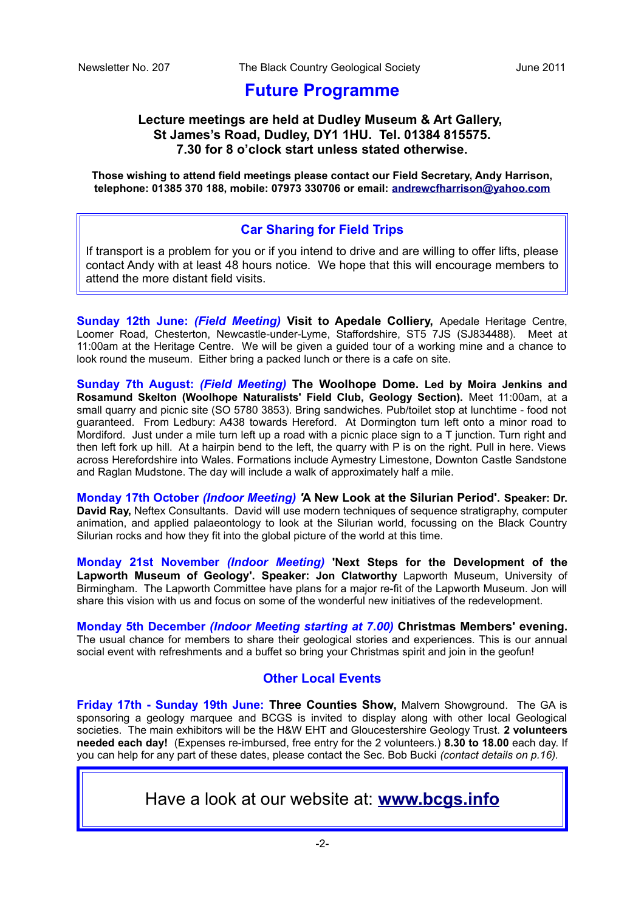# Future Programme

**Lecture meetings are held at Dudley Museum & Art Gallery, St James's Road, Dudley, DY1 1HU. Tel. 01384 815575. 7.30 for 8 o'clock start unless stated otherwise.**

**Those wishing to attend field meetings please contact our Field Secretary, Andy Harrison, telephone: 01385 370 188, mobile: 07973 330706 or email: andrewcfharrison@yahoo.com**

## Car Sharing for Field Trips

If transport is a problem for you or if you intend to drive and are willing to offer lifts, please contact Andy with at least 48 hours notice. We hope that this will encourage members to attend the more distant field visits.

**Sunday 12th June:** ***(Field Meeting)*** **Visit to Apedale Colliery,** Apedale Heritage Centre, Loomer Road, Chesterton, Newcastle-under-Lyme, Staffordshire, ST5 7JS (SJ834488). Meet at 11:00am at the Heritage Centre. We will be given a guided tour of a working mine and a chance to look round the museum. Either bring a packed lunch or there is a cafe on site.

**Sunday 7th August:** ***(Field Meeting)*** **The Woolhope Dome. Led by Moira Jenkins and Rosamund Skelton (Woolhope Naturalists' Field Club, Geology Section).** Meet 11:00am, at a small quarry and picnic site (SO 5780 3853). Bring sandwiches. Pub/toilet stop at lunchtime - food not guaranteed. From Ledbury: A438 towards Hereford. At Dormington turn left onto a minor road to Mordiford. Just under a mile turn left up a road with a picnic place sign to a T junction. Turn right and then left fork up hill. At a hairpin bend to the left, the quarry with P is on the right. Pull in here. Views across Herefordshire into Wales. Formations include Aymestry Limestone, Downton Castle Sandstone and Raglan Mudstone. The day will include a walk of approximately half a mile.

**Monday 17th October** ***(Indoor Meeting)*** **'A New Look at the Silurian Period'. Speaker: Dr. David Ray,** Neftex Consultants. David will use modern techniques of sequence stratigraphy, computer animation, and applied palaeontology to look at the Silurian world, focussing on the Black Country Silurian rocks and how they fit into the global picture of the world at this time.

**Monday 21st November** ***(Indoor Meeting)*** **'Next Steps for the Development of the Lapworth Museum of Geology'. Speaker: Jon Clatworthy** Lapworth Museum, University of Birmingham. The Lapworth Committee have plans for a major re-fit of the Lapworth Museum. Jon will share this vision with us and focus on some of the wonderful new initiatives of the redevelopment.

**Monday 5th December** ***(Indoor Meeting starting at 7.00)*** **Christmas Members' evening.** The usual chance for members to share their geological stories and experiences. This is our annual social event with refreshments and a buffet so bring your Christmas spirit and join in the geofun!

## Other Local Events

**Friday 17th - Sunday 19th June: Three Counties Show,** Malvern Showground. The GA is sponsoring a geology marquee and BCGS is invited to display along with other local Geological societies. The main exhibitors will be the H&W EHT and Gloucestershire Geology Trust. **2 volunteers needed each day!** (Expenses re-imbursed, free entry for the 2 volunteers.) **8.30 to 18.00** each day. If you can help for any part of these dates, please contact the Sec. Bob Bucki *(contact details on p.16).*

Have a look at our website at: **www.bcgs.info**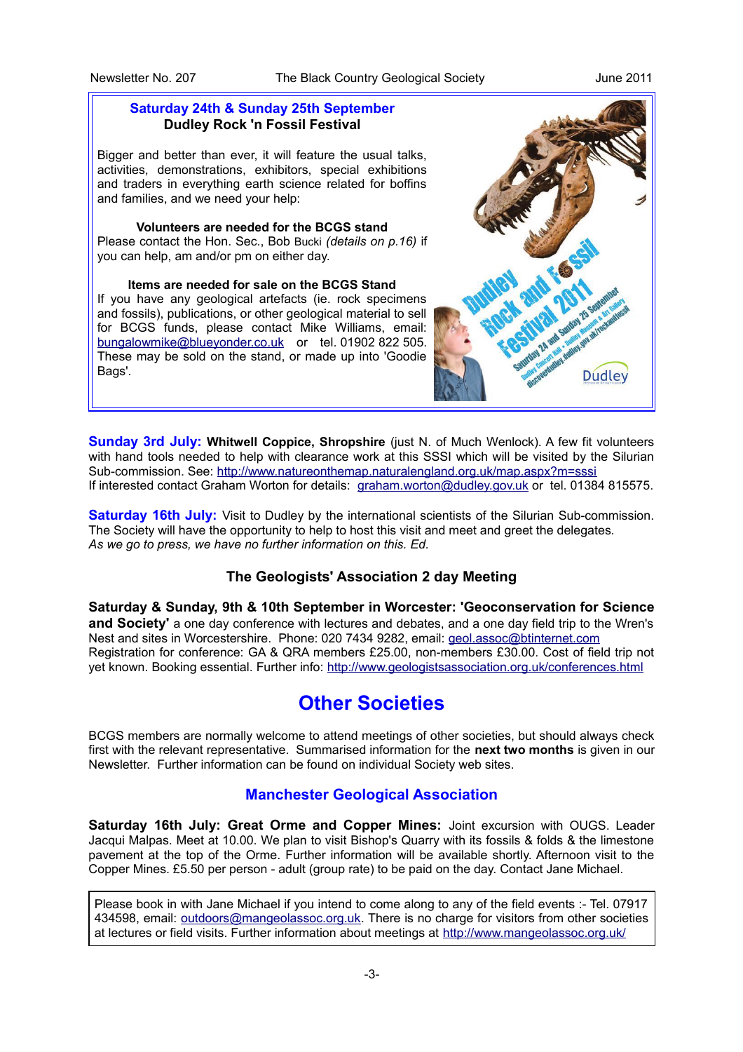**Saturday 24th & Sunday 25th September**
**Dudley Rock 'n Fossil Festival**

Bigger and better than ever, it will feature the usual talks, activities, demonstrations, exhibitors, special exhibitions and traders in everything earth science related for boffins and families, and we need your help:

**Volunteers are needed for the BCGS stand**
Please contact the Hon. Sec., Bob Bucki *(details on p.16)* if you can help, am and/or pm on either day.

**Items are needed for sale on the BCGS Stand**
If you have any geological artefacts (ie. rock specimens and fossils), publications, or other geological material to sell for BCGS funds, please contact Mike Williams, email: bungalowmike@blueyonder.co.uk or tel. 01902 822 505. These may be sold on the stand, or made up into 'Goodie Bags'.

**Sunday 3rd July:** **Whitwell Coppice, Shropshire** (just N. of Much Wenlock). A few fit volunteers with hand tools needed to help with clearance work at this SSSI which will be visited by the Silurian Sub-commission. See: http://www.natureonthemap.naturalengland.org.uk/map.aspx?m=sssi
If interested contact Graham Worton for details: graham.worton@dudley.gov.uk or tel. 01384 815575.

**Saturday 16th July:** Visit to Dudley by the international scientists of the Silurian Sub-commission. The Society will have the opportunity to help to host this visit and meet and greet the delegates.
*As we go to press, we have no further information on this. Ed.*

### The Geologists' Association 2 day Meeting

**Saturday & Sunday, 9th & 10th September in Worcester: 'Geoconservation for Science and Society'** a one day conference with lectures and debates, and a one day field trip to the Wren's Nest and sites in Worcestershire. Phone: 020 7434 9282, email: geol.assoc@btinternet.com
Registration for conference: GA & QRA members £25.00, non-members £30.00. Cost of field trip not yet known. Booking essential. Further info: http://www.geologistsassociation.org.uk/conferences.html

## Other Societies

BCGS members are normally welcome to attend meetings of other societies, but should always check first with the relevant representative. Summarised information for the **next two months** is given in our Newsletter. Further information can be found on individual Society web sites.

### Manchester Geological Association

**Saturday 16th July: Great Orme and Copper Mines:** Joint excursion with OUGS. Leader Jacqui Malpas. Meet at 10.00. We plan to visit Bishop's Quarry with its fossils & folds & the limestone pavement at the top of the Orme. Further information will be available shortly. Afternoon visit to the Copper Mines. £5.50 per person - adult (group rate) to be paid on the day. Contact Jane Michael.

Please book in with Jane Michael if you intend to come along to any of the field events :- Tel. 07917 434598, email: outdoors@mangeolassoc.org.uk. There is no charge for visitors from other societies at lectures or field visits. Further information about meetings at http://www.mangeolassoc.org.uk/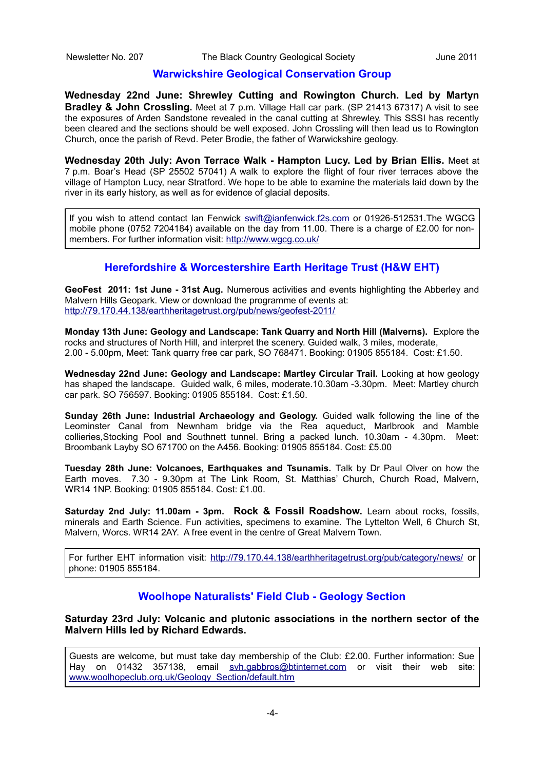## Warwickshire Geological Conservation Group

**Wednesday 22nd June: Shrewley Cutting and Rowington Church. Led by Martyn Bradley & John Crossling.** Meet at 7 p.m. Village Hall car park. (SP 21413 67317) A visit to see the exposures of Arden Sandstone revealed in the canal cutting at Shrewley. This SSSI has recently been cleared and the sections should be well exposed. John Crossling will then lead us to Rowington Church, once the parish of Revd. Peter Brodie, the father of Warwickshire geology.

**Wednesday 20th July: Avon Terrace Walk - Hampton Lucy. Led by Brian Ellis.** Meet at 7 p.m. Boar's Head (SP 25502 57041) A walk to explore the flight of four river terraces above the village of Hampton Lucy, near Stratford. We hope to be able to examine the materials laid down by the river in its early history, as well as for evidence of glacial deposits.

If you wish to attend contact Ian Fenwick swift@ianfenwick.f2s.com or 01926-512531.The WGCG mobile phone (0752 7204184) available on the day from 11.00. There is a charge of £2.00 for non-members. For further information visit: http://www.wgcg.co.uk/

## Herefordshire & Worcestershire Earth Heritage Trust (H&W EHT)

**GeoFest 2011: 1st June - 31st Aug.** Numerous activities and events highlighting the Abberley and Malvern Hills Geopark. View or download the programme of events at: http://79.170.44.138/earthheritagetrust.org/pub/news/geofest-2011/

**Monday 13th June: Geology and Landscape: Tank Quarry and North Hill (Malverns).** Explore the rocks and structures of North Hill, and interpret the scenery. Guided walk, 3 miles, moderate, 2.00 - 5.00pm, Meet: Tank quarry free car park, SO 768471. Booking: 01905 855184. Cost: £1.50.

**Wednesday 22nd June: Geology and Landscape: Martley Circular Trail.** Looking at how geology has shaped the landscape. Guided walk, 6 miles, moderate.10.30am -3.30pm. Meet: Martley church car park. SO 756597. Booking: 01905 855184. Cost: £1.50.

**Sunday 26th June: Industrial Archaeology and Geology.** Guided walk following the line of the Leominster Canal from Newnham bridge via the Rea aqueduct, Marlbrook and Mamble collieries,Stocking Pool and Southnett tunnel. Bring a packed lunch. 10.30am - 4.30pm. Meet: Broombank Layby SO 671700 on the A456. Booking: 01905 855184. Cost: £5.00

**Tuesday 28th June: Volcanoes, Earthquakes and Tsunamis.** Talk by Dr Paul Olver on how the Earth moves. 7.30 - 9.30pm at The Link Room, St. Matthias' Church, Church Road, Malvern, WR14 1NP. Booking: 01905 855184. Cost: £1.00.

**Saturday 2nd July: 11.00am - 3pm. Rock & Fossil Roadshow.** Learn about rocks, fossils, minerals and Earth Science. Fun activities, specimens to examine. The Lyttelton Well, 6 Church St, Malvern, Worcs. WR14 2AY. A free event in the centre of Great Malvern Town.

For further EHT information visit: http://79.170.44.138/earthheritagetrust.org/pub/category/news/ or phone: 01905 855184.

## Woolhope Naturalists' Field Club - Geology Section

**Saturday 23rd July: Volcanic and plutonic associations in the northern sector of the Malvern Hills led by Richard Edwards.**

Guests are welcome, but must take day membership of the Club: £2.00. Further information: Sue Hay on 01432 357138, email svh.gabbros@btinternet.com or visit their web site: www.woolhopeclub.org.uk/Geology_Section/default.htm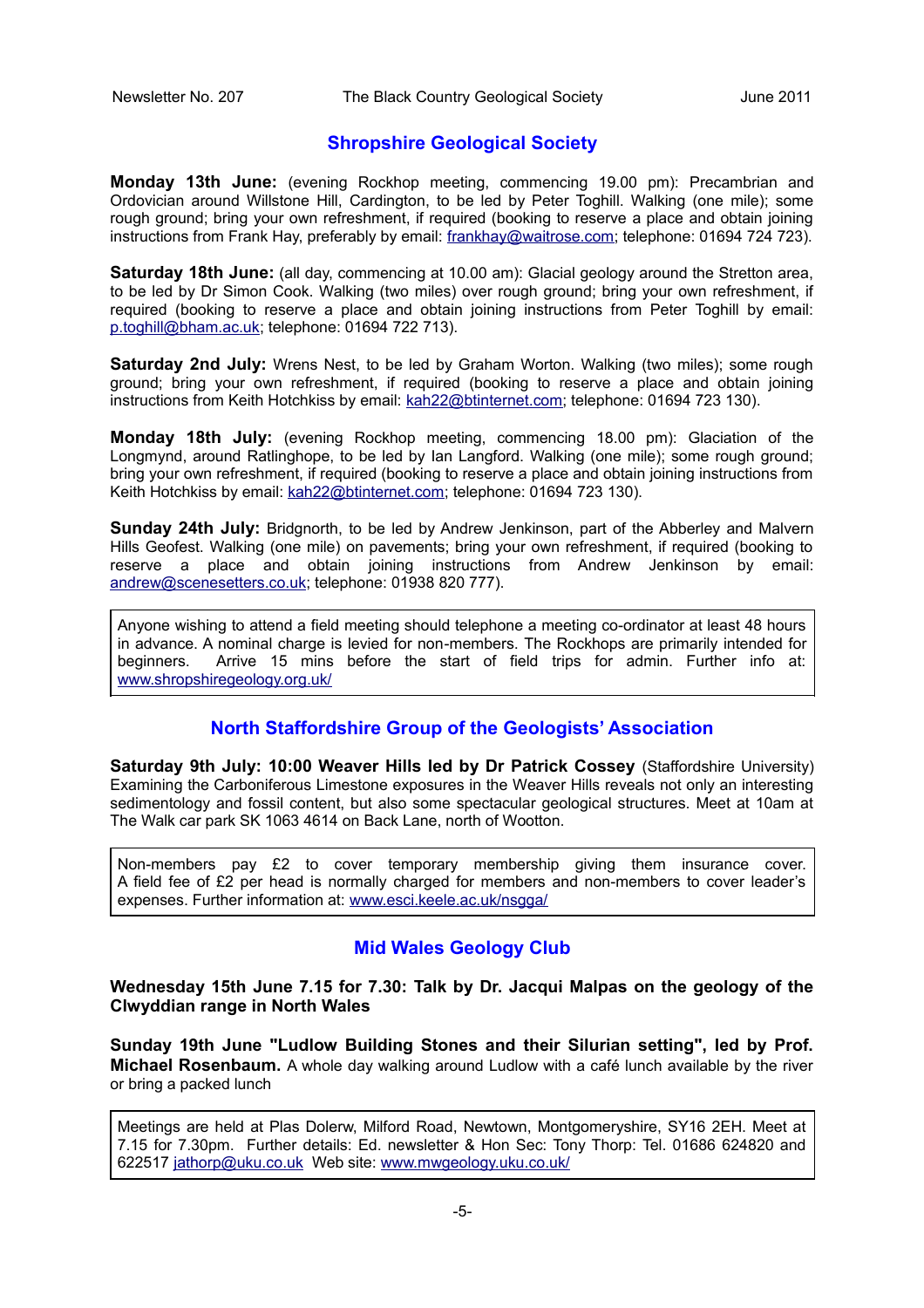## Shropshire Geological Society

**Monday 13th June:** (evening Rockhop meeting, commencing 19.00 pm): Precambrian and Ordovician around Willstone Hill, Cardington, to be led by Peter Toghill. Walking (one mile); some rough ground; bring your own refreshment, if required (booking to reserve a place and obtain joining instructions from Frank Hay, preferably by email: frankhay@waitrose.com; telephone: 01694 724 723).

**Saturday 18th June:** (all day, commencing at 10.00 am): Glacial geology around the Stretton area, to be led by Dr Simon Cook. Walking (two miles) over rough ground; bring your own refreshment, if required (booking to reserve a place and obtain joining instructions from Peter Toghill by email: p.toghill@bham.ac.uk; telephone: 01694 722 713).

**Saturday 2nd July:** Wrens Nest, to be led by Graham Worton. Walking (two miles); some rough ground; bring your own refreshment, if required (booking to reserve a place and obtain joining instructions from Keith Hotchkiss by email: kah22@btinternet.com; telephone: 01694 723 130).

**Monday 18th July:** (evening Rockhop meeting, commencing 18.00 pm): Glaciation of the Longmynd, around Ratlinghope, to be led by Ian Langford. Walking (one mile); some rough ground; bring your own refreshment, if required (booking to reserve a place and obtain joining instructions from Keith Hotchkiss by email: kah22@btinternet.com; telephone: 01694 723 130).

**Sunday 24th July:** Bridgnorth, to be led by Andrew Jenkinson, part of the Abberley and Malvern Hills Geofest. Walking (one mile) on pavements; bring your own refreshment, if required (booking to reserve a place and obtain joining instructions from Andrew Jenkinson by email: andrew@scenesetters.co.uk; telephone: 01938 820 777).

Anyone wishing to attend a field meeting should telephone a meeting co-ordinator at least 48 hours in advance. A nominal charge is levied for non-members. The Rockhops are primarily intended for beginners. Arrive 15 mins before the start of field trips for admin. Further info at: www.shropshiregeology.org.uk/

## North Staffordshire Group of the Geologists' Association

**Saturday 9th July: 10:00 Weaver Hills led by Dr Patrick Cossey** (Staffordshire University) Examining the Carboniferous Limestone exposures in the Weaver Hills reveals not only an interesting sedimentology and fossil content, but also some spectacular geological structures. Meet at 10am at The Walk car park SK 1063 4614 on Back Lane, north of Wootton.

Non-members pay £2 to cover temporary membership giving them insurance cover. A field fee of £2 per head is normally charged for members and non-members to cover leader's expenses. Further information at: www.esci.keele.ac.uk/nsgga/

## Mid Wales Geology Club

**Wednesday 15th June 7.15 for 7.30: Talk by Dr. Jacqui Malpas on the geology of the Clwyddian range in North Wales**

**Sunday 19th June "Ludlow Building Stones and their Silurian setting", led by Prof. Michael Rosenbaum.** A whole day walking around Ludlow with a café lunch available by the river or bring a packed lunch

Meetings are held at Plas Dolerw, Milford Road, Newtown, Montgomeryshire, SY16 2EH. Meet at 7.15 for 7.30pm. Further details: Ed. newsletter & Hon Sec: Tony Thorp: Tel. 01686 624820 and 622517 jathorp@uku.co.uk Web site: www.mwgeology.uku.co.uk/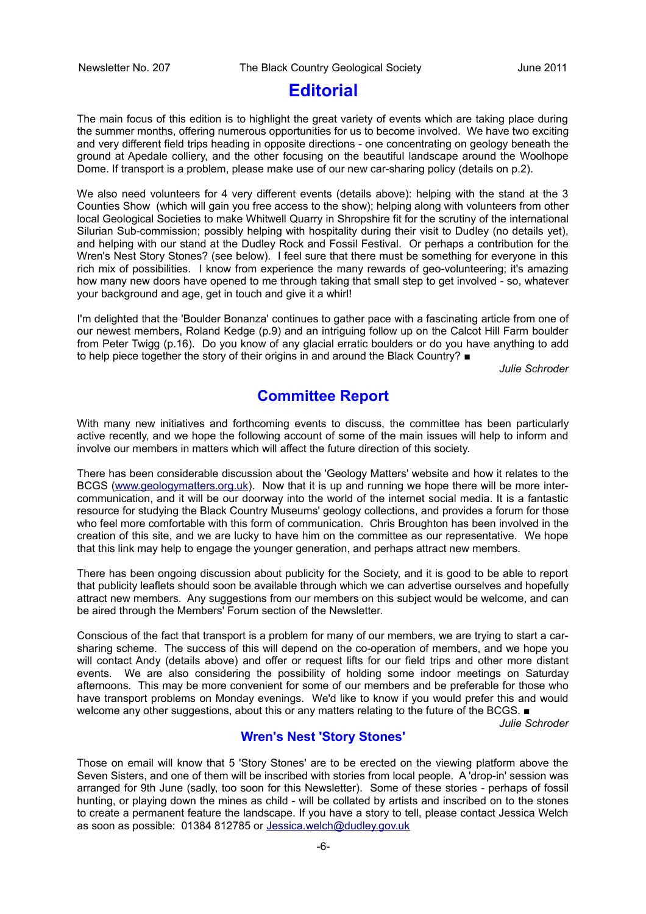# Editorial

The main focus of this edition is to highlight the great variety of events which are taking place during the summer months, offering numerous opportunities for us to become involved. We have two exciting and very different field trips heading in opposite directions - one concentrating on geology beneath the ground at Apedale colliery, and the other focusing on the beautiful landscape around the Woolhope Dome. If transport is a problem, please make use of our new car-sharing policy (details on p.2).

We also need volunteers for 4 very different events (details above): helping with the stand at the 3 Counties Show (which will gain you free access to the show); helping along with volunteers from other local Geological Societies to make Whitwell Quarry in Shropshire fit for the scrutiny of the international Silurian Sub-commission; possibly helping with hospitality during their visit to Dudley (no details yet), and helping with our stand at the Dudley Rock and Fossil Festival. Or perhaps a contribution for the Wren's Nest Story Stones? (see below). I feel sure that there must be something for everyone in this rich mix of possibilities. I know from experience the many rewards of geo-volunteering; it's amazing how many new doors have opened to me through taking that small step to get involved - so, whatever your background and age, get in touch and give it a whirl!

I'm delighted that the 'Boulder Bonanza' continues to gather pace with a fascinating article from one of our newest members, Roland Kedge (p.9) and an intriguing follow up on the Calcot Hill Farm boulder from Peter Twigg (p.16). Do you know of any glacial erratic boulders or do you have anything to add to help piece together the story of their origins in and around the Black Country? ■

*Julie Schroder*

# Committee Report

With many new initiatives and forthcoming events to discuss, the committee has been particularly active recently, and we hope the following account of some of the main issues will help to inform and involve our members in matters which will affect the future direction of this society.

There has been considerable discussion about the 'Geology Matters' website and how it relates to the BCGS (www.geologymatters.org.uk). Now that it is up and running we hope there will be more inter-communication, and it will be our doorway into the world of the internet social media. It is a fantastic resource for studying the Black Country Museums' geology collections, and provides a forum for those who feel more comfortable with this form of communication. Chris Broughton has been involved in the creation of this site, and we are lucky to have him on the committee as our representative. We hope that this link may help to engage the younger generation, and perhaps attract new members.

There has been ongoing discussion about publicity for the Society, and it is good to be able to report that publicity leaflets should soon be available through which we can advertise ourselves and hopefully attract new members. Any suggestions from our members on this subject would be welcome, and can be aired through the Members' Forum section of the Newsletter.

Conscious of the fact that transport is a problem for many of our members, we are trying to start a car-sharing scheme. The success of this will depend on the co-operation of members, and we hope you will contact Andy (details above) and offer or request lifts for our field trips and other more distant events. We are also considering the possibility of holding some indoor meetings on Saturday afternoons. This may be more convenient for some of our members and be preferable for those who have transport problems on Monday evenings. We'd like to know if you would prefer this and would welcome any other suggestions, about this or any matters relating to the future of the BCGS. ■

*Julie Schroder*

## Wren's Nest 'Story Stones'

Those on email will know that 5 'Story Stones' are to be erected on the viewing platform above the Seven Sisters, and one of them will be inscribed with stories from local people. A 'drop-in' session was arranged for 9th June (sadly, too soon for this Newsletter). Some of these stories - perhaps of fossil hunting, or playing down the mines as child - will be collated by artists and inscribed on to the stones to create a permanent feature the landscape. If you have a story to tell, please contact Jessica Welch as soon as possible: 01384 812785 or Jessica.welch@dudley.gov.uk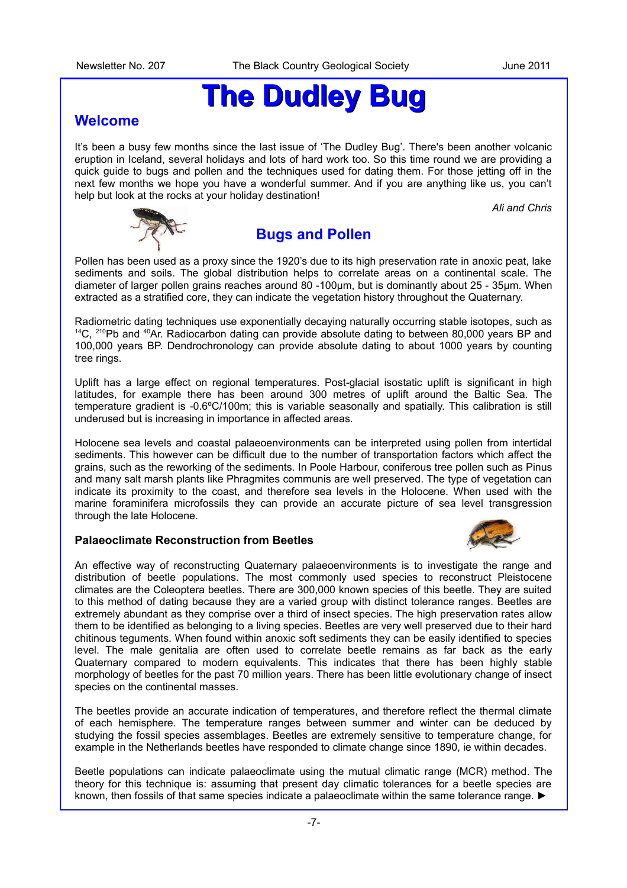# The Dudley Bug

## Welcome

It's been a busy few months since the last issue of 'The Dudley Bug'. There's been another volcanic eruption in Iceland, several holidays and lots of hard work too. So this time round we are providing a quick guide to bugs and pollen and the techniques used for dating them. For those jetting off in the next few months we hope you have a wonderful summer. And if you are anything like us, you can't help but look at the rocks at your holiday destination!

*Ali and Chris*

## Bugs and Pollen

Pollen has been used as a proxy since the 1920's due to its high preservation rate in anoxic peat, lake sediments and soils. The global distribution helps to correlate areas on a continental scale. The diameter of larger pollen grains reaches around 80 -100μm, but is dominantly about 25 - 35μm. When extracted as a stratified core, they can indicate the vegetation history throughout the Quaternary.

Radiometric dating techniques use exponentially decaying naturally occurring stable isotopes, such as $^{14}C$, $^{210}Pb$ and $^{40}Ar$. Radiocarbon dating can provide absolute dating to between 80,000 years BP and 100,000 years BP. Dendrochronology can provide absolute dating to about 1000 years by counting tree rings.

Uplift has a large effect on regional temperatures. Post-glacial isostatic uplift is significant in high latitudes, for example there has been around 300 metres of uplift around the Baltic Sea. The temperature gradient is -0.6ºC/100m; this is variable seasonally and spatially. This calibration is still underused but is increasing in importance in affected areas.

Holocene sea levels and coastal palaeoenvironments can be interpreted using pollen from intertidal sediments. This however can be difficult due to the number of transportation factors which affect the grains, such as the reworking of the sediments. In Poole Harbour, coniferous tree pollen such as Pinus and many salt marsh plants like Phragmites communis are well preserved. The type of vegetation can indicate its proximity to the coast, and therefore sea levels in the Holocene. When used with the marine foraminifera microfossils they can provide an accurate picture of sea level transgression through the late Holocene.

### Palaeoclimate Reconstruction from Beetles

An effective way of reconstructing Quaternary palaeoenvironments is to investigate the range and distribution of beetle populations. The most commonly used species to reconstruct Pleistocene climates are the Coleoptera beetles. There are 300,000 known species of this beetle. They are suited to this method of dating because they are a varied group with distinct tolerance ranges. Beetles are extremely abundant as they comprise over a third of insect species. The high preservation rates allow them to be identified as belonging to a living species. Beetles are very well preserved due to their hard chitinous teguments. When found within anoxic soft sediments they can be easily identified to species level. The male genitalia are often used to correlate beetle remains as far back as the early Quaternary compared to modern equivalents. This indicates that there has been highly stable morphology of beetles for the past 70 million years. There has been little evolutionary change of insect species on the continental masses.

The beetles provide an accurate indication of temperatures, and therefore reflect the thermal climate of each hemisphere. The temperature ranges between summer and winter can be deduced by studying the fossil species assemblages. Beetles are extremely sensitive to temperature change, for example in the Netherlands beetles have responded to climate change since 1890, ie within decades.

Beetle populations can indicate palaeoclimate using the mutual climatic range (MCR) method. The theory for this technique is: assuming that present day climatic tolerances for a beetle species are known, then fossils of that same species indicate a palaeoclimate within the same tolerance range. ►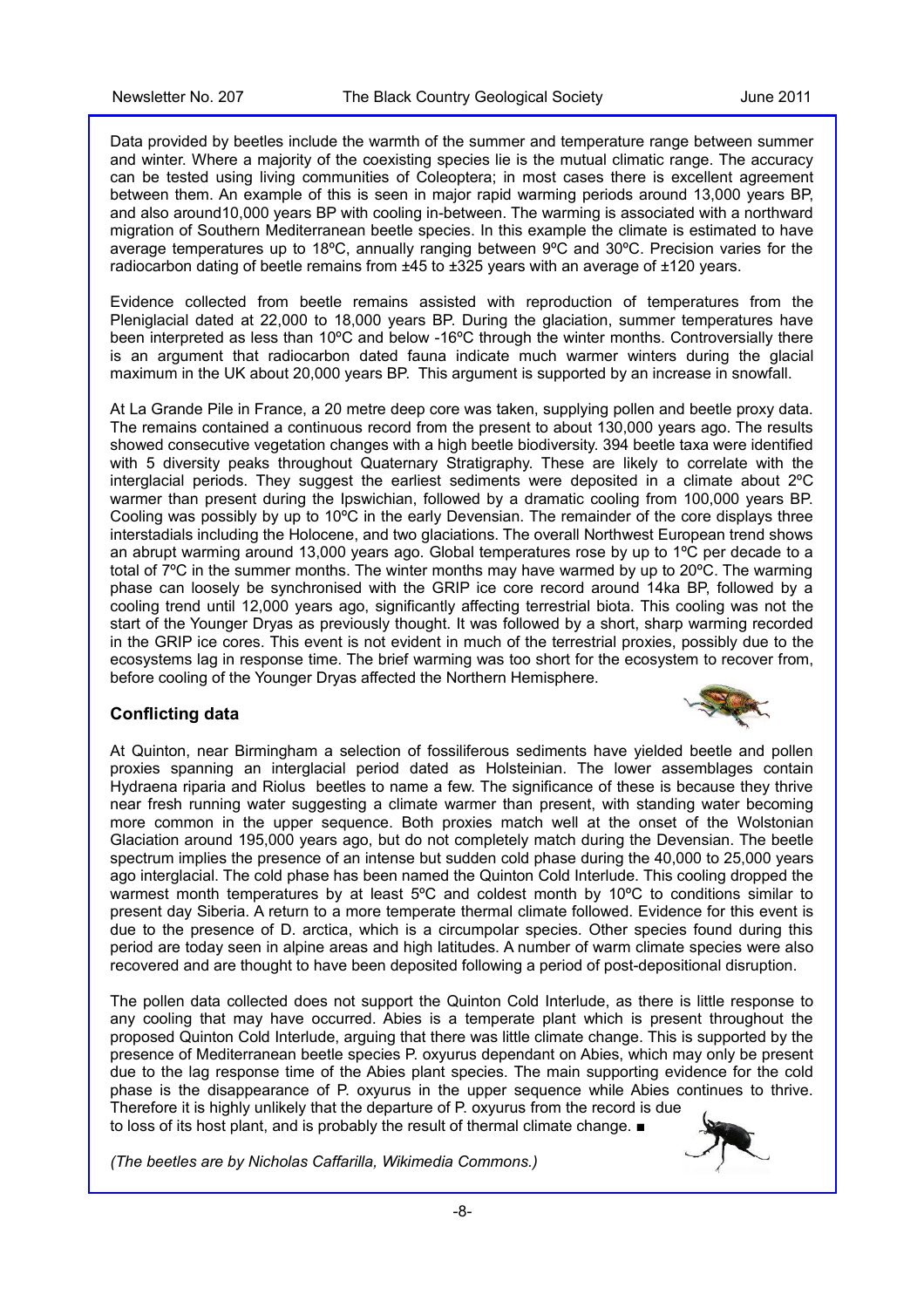Data provided by beetles include the warmth of the summer and temperature range between summer and winter. Where a majority of the coexisting species lie is the mutual climatic range. The accuracy can be tested using living communities of Coleoptera; in most cases there is excellent agreement between them. An example of this is seen in major rapid warming periods around 13,000 years BP, and also around10,000 years BP with cooling in-between. The warming is associated with a northward migration of Southern Mediterranean beetle species. In this example the climate is estimated to have average temperatures up to 18ºC, annually ranging between 9ºC and 30ºC. Precision varies for the radiocarbon dating of beetle remains from ±45 to ±325 years with an average of ±120 years.

Evidence collected from beetle remains assisted with reproduction of temperatures from the Pleniglacial dated at 22,000 to 18,000 years BP. During the glaciation, summer temperatures have been interpreted as less than 10ºC and below -16ºC through the winter months. Controversially there is an argument that radiocarbon dated fauna indicate much warmer winters during the glacial maximum in the UK about 20,000 years BP. This argument is supported by an increase in snowfall.

At La Grande Pile in France, a 20 metre deep core was taken, supplying pollen and beetle proxy data. The remains contained a continuous record from the present to about 130,000 years ago. The results showed consecutive vegetation changes with a high beetle biodiversity. 394 beetle taxa were identified with 5 diversity peaks throughout Quaternary Stratigraphy. These are likely to correlate with the interglacial periods. They suggest the earliest sediments were deposited in a climate about 2ºC warmer than present during the Ipswichian, followed by a dramatic cooling from 100,000 years BP. Cooling was possibly by up to 10ºC in the early Devensian. The remainder of the core displays three interstadials including the Holocene, and two glaciations. The overall Northwest European trend shows an abrupt warming around 13,000 years ago. Global temperatures rose by up to 1ºC per decade to a total of 7ºC in the summer months. The winter months may have warmed by up to 20ºC. The warming phase can loosely be synchronised with the GRIP ice core record around 14ka BP, followed by a cooling trend until 12,000 years ago, significantly affecting terrestrial biota. This cooling was not the start of the Younger Dryas as previously thought. It was followed by a short, sharp warming recorded in the GRIP ice cores. This event is not evident in much of the terrestrial proxies, possibly due to the ecosystems lag in response time. The brief warming was too short for the ecosystem to recover from, before cooling of the Younger Dryas affected the Northern Hemisphere.

## Conflicting data

At Quinton, near Birmingham a selection of fossiliferous sediments have yielded beetle and pollen proxies spanning an interglacial period dated as Holsteinian. The lower assemblages contain Hydraena riparia and Riolus beetles to name a few. The significance of these is because they thrive near fresh running water suggesting a climate warmer than present, with standing water becoming more common in the upper sequence. Both proxies match well at the onset of the Wolstonian Glaciation around 195,000 years ago, but do not completely match during the Devensian. The beetle spectrum implies the presence of an intense but sudden cold phase during the 40,000 to 25,000 years ago interglacial. The cold phase has been named the Quinton Cold Interlude. This cooling dropped the warmest month temperatures by at least 5ºC and coldest month by 10ºC to conditions similar to present day Siberia. A return to a more temperate thermal climate followed. Evidence for this event is due to the presence of D. arctica, which is a circumpolar species. Other species found during this period are today seen in alpine areas and high latitudes. A number of warm climate species were also recovered and are thought to have been deposited following a period of post-depositional disruption.

The pollen data collected does not support the Quinton Cold Interlude, as there is little response to any cooling that may have occurred. Abies is a temperate plant which is present throughout the proposed Quinton Cold Interlude, arguing that there was little climate change. This is supported by the presence of Mediterranean beetle species P. oxyurus dependant on Abies, which may only be present due to the lag response time of the Abies plant species. The main supporting evidence for the cold phase is the disappearance of P. oxyurus in the upper sequence while Abies continues to thrive. Therefore it is highly unlikely that the departure of P. oxyurus from the record is due to loss of its host plant, and is probably the result of thermal climate change. ■

*(The beetles are by Nicholas Caffarilla, Wikimedia Commons.)*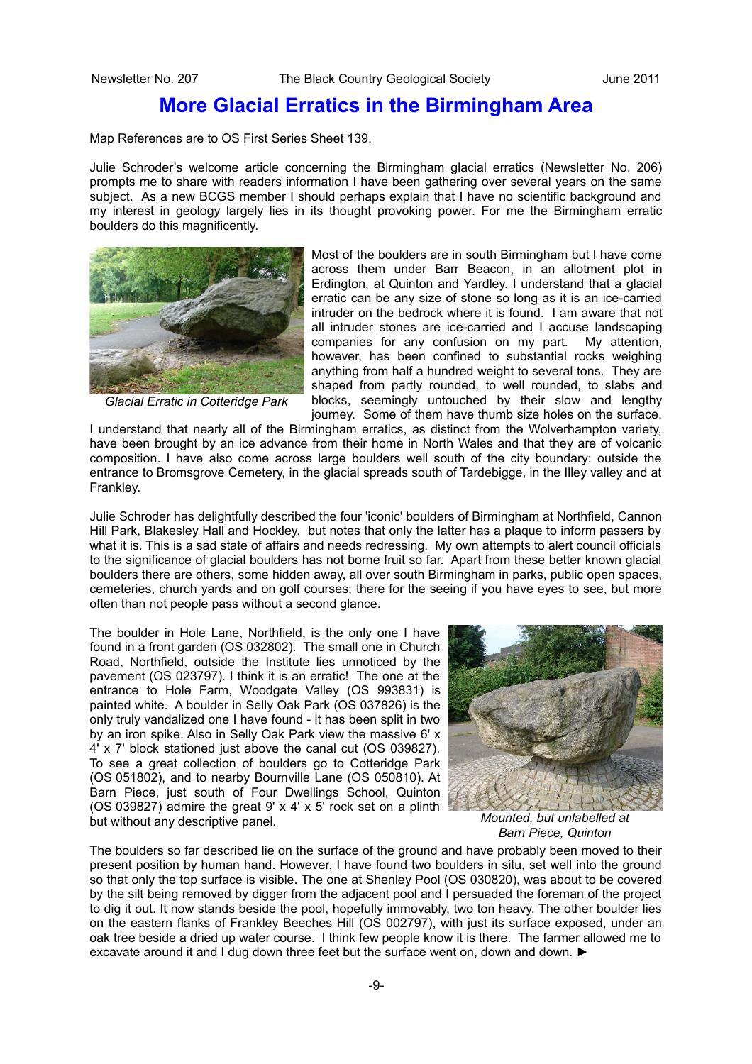# More Glacial Erratics in the Birmingham Area

Map References are to OS First Series Sheet 139.

Julie Schroder's welcome article concerning the Birmingham glacial erratics (Newsletter No. 206) prompts me to share with readers information I have been gathering over several years on the same subject. As a new BCGS member I should perhaps explain that I have no scientific background and my interest in geology largely lies in its thought provoking power. For me the Birmingham erratic boulders do this magnificently.

*Glacial Erratic in Cotteridge Park*

Most of the boulders are in south Birmingham but I have come across them under Barr Beacon, in an allotment plot in Erdington, at Quinton and Yardley. I understand that a glacial erratic can be any size of stone so long as it is an ice-carried intruder on the bedrock where it is found. I am aware that not all intruder stones are ice-carried and I accuse landscaping companies for any confusion on my part. My attention, however, has been confined to substantial rocks weighing anything from half a hundred weight to several tons. They are shaped from partly rounded, to well rounded, to slabs and blocks, seemingly untouched by their slow and lengthy journey. Some of them have thumb size holes on the surface. I understand that nearly all of the Birmingham erratics, as distinct from the Wolverhampton variety, have been brought by an ice advance from their home in North Wales and that they are of volcanic composition. I have also come across large boulders well south of the city boundary: outside the entrance to Bromsgrove Cemetery, in the glacial spreads south of Tardebigge, in the Illey valley and at Frankley.

Julie Schroder has delightfully described the four 'iconic' boulders of Birmingham at Northfield, Cannon Hill Park, Blakesley Hall and Hockley, but notes that only the latter has a plaque to inform passers by what it is. This is a sad state of affairs and needs redressing. My own attempts to alert council officials to the significance of glacial boulders has not borne fruit so far. Apart from these better known glacial boulders there are others, some hidden away, all over south Birmingham in parks, public open spaces, cemeteries, church yards and on golf courses; there for the seeing if you have eyes to see, but more often than not people pass without a second glance.

The boulder in Hole Lane, Northfield, is the only one I have found in a front garden (OS 032802). The small one in Church Road, Northfield, outside the Institute lies unnoticed by the pavement (OS 023797). I think it is an erratic! The one at the entrance to Hole Farm, Woodgate Valley (OS 993831) is painted white. A boulder in Selly Oak Park (OS 037826) is the only truly vandalized one I have found - it has been split in two by an iron spike. Also in Selly Oak Park view the massive 6' x 4' x 7' block stationed just above the canal cut (OS 039827). To see a great collection of boulders go to Cotteridge Park (OS 051802), and to nearby Bournville Lane (OS 050810). At Barn Piece, just south of Four Dwellings School, Quinton (OS 039827) admire the great 9' x 4' x 5' rock set on a plinth but without any descriptive panel.

*Mounted, but unlabelled at Barn Piece, Quinton*

The boulders so far described lie on the surface of the ground and have probably been moved to their present position by human hand. However, I have found two boulders in situ, set well into the ground so that only the top surface is visible. The one at Shenley Pool (OS 030820), was about to be covered by the silt being removed by digger from the adjacent pool and I persuaded the foreman of the project to dig it out. It now stands beside the pool, hopefully immovably, two ton heavy. The other boulder lies on the eastern flanks of Frankley Beeches Hill (OS 002797), with just its surface exposed, under an oak tree beside a dried up water course. I think few people know it is there. The farmer allowed me to excavate around it and I dug down three feet but the surface went on, down and down. ►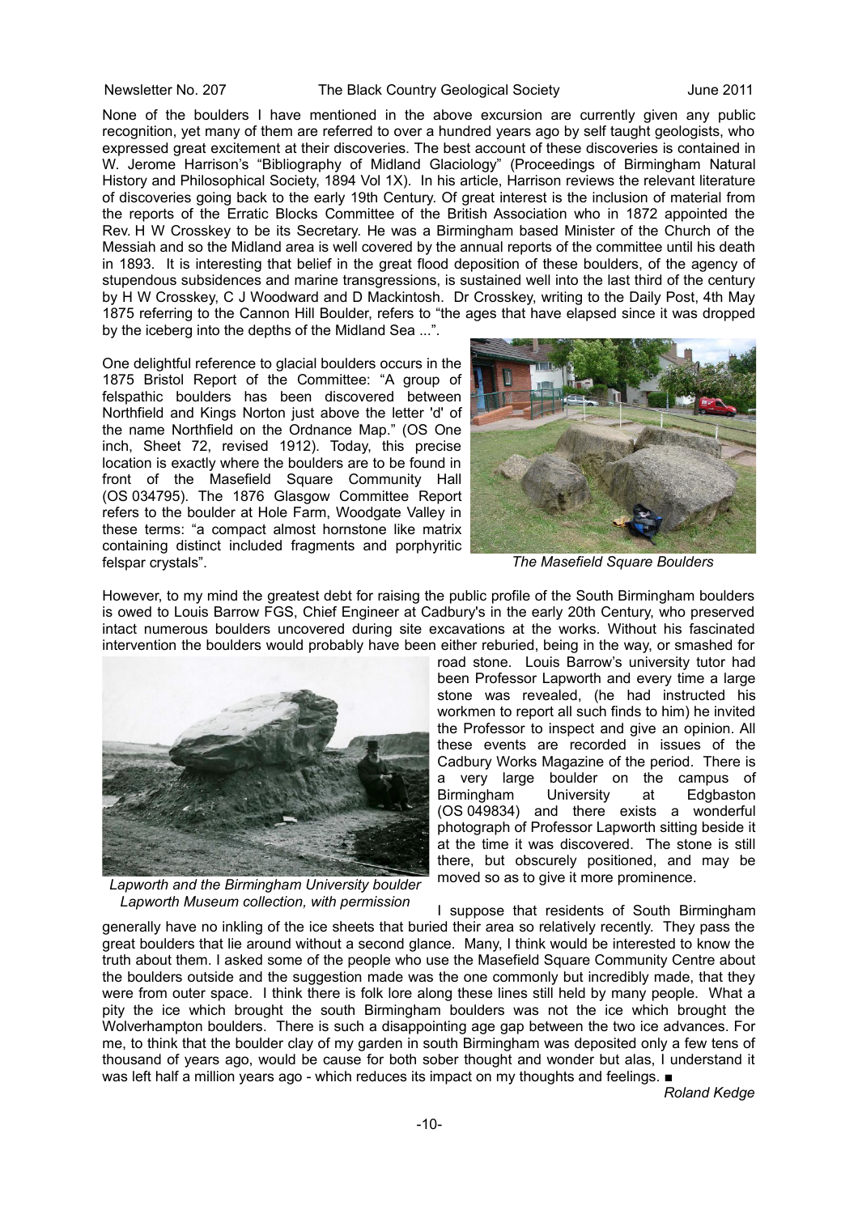None of the boulders I have mentioned in the above excursion are currently given any public recognition, yet many of them are referred to over a hundred years ago by self taught geologists, who expressed great excitement at their discoveries. The best account of these discoveries is contained in W. Jerome Harrison's "Bibliography of Midland Glaciology" (Proceedings of Birmingham Natural History and Philosophical Society, 1894 Vol 1X). In his article, Harrison reviews the relevant literature of discoveries going back to the early 19th Century. Of great interest is the inclusion of material from the reports of the Erratic Blocks Committee of the British Association who in 1872 appointed the Rev. H W Crosskey to be its Secretary. He was a Birmingham based Minister of the Church of the Messiah and so the Midland area is well covered by the annual reports of the committee until his death in 1893. It is interesting that belief in the great flood deposition of these boulders, of the agency of stupendous subsidences and marine transgressions, is sustained well into the last third of the century by H W Crosskey, C J Woodward and D Mackintosh. Dr Crosskey, writing to the Daily Post, 4th May 1875 referring to the Cannon Hill Boulder, refers to "the ages that have elapsed since it was dropped by the iceberg into the depths of the Midland Sea ...".

One delightful reference to glacial boulders occurs in the 1875 Bristol Report of the Committee: "A group of felspathic boulders has been discovered between Northfield and Kings Norton just above the letter 'd' of the name Northfield on the Ordnance Map." (OS One inch, Sheet 72, revised 1912). Today, this precise location is exactly where the boulders are to be found in front of the Masefield Square Community Hall (OS 034795). The 1876 Glasgow Committee Report refers to the boulder at Hole Farm, Woodgate Valley in these terms: "a compact almost hornstone like matrix containing distinct included fragments and porphyritic felspar crystals".

*The Masefield Square Boulders*

However, to my mind the greatest debt for raising the public profile of the South Birmingham boulders is owed to Louis Barrow FGS, Chief Engineer at Cadbury's in the early 20th Century, who preserved intact numerous boulders uncovered during site excavations at the works. Without his fascinated intervention the boulders would probably have been either reburied, being in the way, or smashed for road stone. Louis Barrow's university tutor had been Professor Lapworth and every time a large stone was revealed, (he had instructed his workmen to report all such finds to him) he invited the Professor to inspect and give an opinion. All these events are recorded in issues of the Cadbury Works Magazine of the period. There is a very large boulder on the campus of Birmingham University at Edgbaston (OS 049834) and there exists a wonderful photograph of Professor Lapworth sitting beside it at the time it was discovered. The stone is still there, but obscurely positioned, and may be moved so as to give it more prominence.

*Lapworth and the Birmingham University boulder*
*Lapworth Museum collection, with permission*

I suppose that residents of South Birmingham generally have no inkling of the ice sheets that buried their area so relatively recently. They pass the great boulders that lie around without a second glance. Many, I think would be interested to know the truth about them. I asked some of the people who use the Masefield Square Community Centre about the boulders outside and the suggestion made was the one commonly but incredibly made, that they were from outer space. I think there is folk lore along these lines still held by many people. What a pity the ice which brought the south Birmingham boulders was not the ice which brought the Wolverhampton boulders. There is such a disappointing age gap between the two ice advances. For me, to think that the boulder clay of my garden in south Birmingham was deposited only a few tens of thousand of years ago, would be cause for both sober thought and wonder but alas, I understand it was left half a million years ago - which reduces its impact on my thoughts and feelings. ■

*Roland Kedge*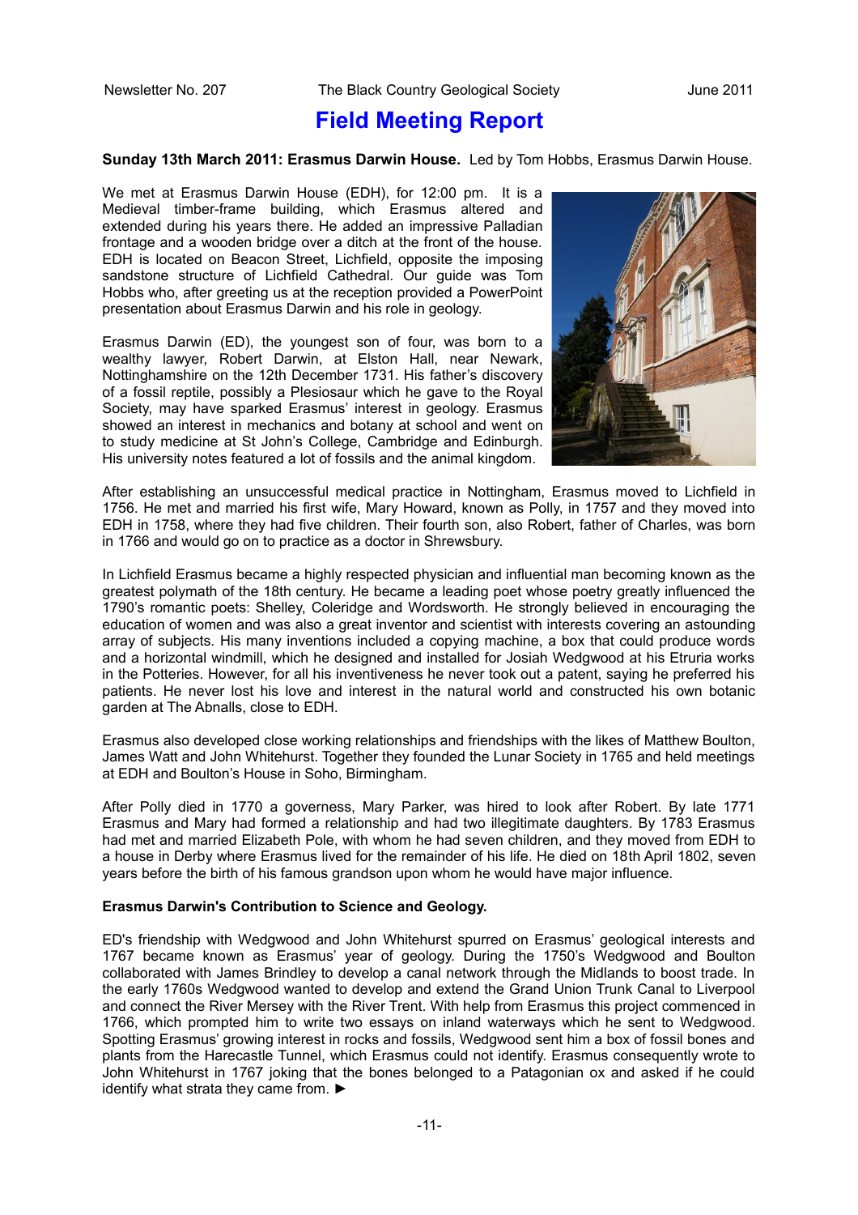# Field Meeting Report

**Sunday 13th March 2011: Erasmus Darwin House.** Led by Tom Hobbs, Erasmus Darwin House.

We met at Erasmus Darwin House (EDH), for 12:00 pm. It is a Medieval timber-frame building, which Erasmus altered and extended during his years there. He added an impressive Palladian frontage and a wooden bridge over a ditch at the front of the house. EDH is located on Beacon Street, Lichfield, opposite the imposing sandstone structure of Lichfield Cathedral. Our guide was Tom Hobbs who, after greeting us at the reception provided a PowerPoint presentation about Erasmus Darwin and his role in geology.

Erasmus Darwin (ED), the youngest son of four, was born to a wealthy lawyer, Robert Darwin, at Elston Hall, near Newark, Nottinghamshire on the 12th December 1731. His father's discovery of a fossil reptile, possibly a Plesiosaur which he gave to the Royal Society, may have sparked Erasmus' interest in geology. Erasmus showed an interest in mechanics and botany at school and went on to study medicine at St John's College, Cambridge and Edinburgh. His university notes featured a lot of fossils and the animal kingdom.

After establishing an unsuccessful medical practice in Nottingham, Erasmus moved to Lichfield in 1756. He met and married his first wife, Mary Howard, known as Polly, in 1757 and they moved into EDH in 1758, where they had five children. Their fourth son, also Robert, father of Charles, was born in 1766 and would go on to practice as a doctor in Shrewsbury.

In Lichfield Erasmus became a highly respected physician and influential man becoming known as the greatest polymath of the 18th century. He became a leading poet whose poetry greatly influenced the 1790's romantic poets: Shelley, Coleridge and Wordsworth. He strongly believed in encouraging the education of women and was also a great inventor and scientist with interests covering an astounding array of subjects. His many inventions included a copying machine, a box that could produce words and a horizontal windmill, which he designed and installed for Josiah Wedgwood at his Etruria works in the Potteries. However, for all his inventiveness he never took out a patent, saying he preferred his patients. He never lost his love and interest in the natural world and constructed his own botanic garden at The Abnalls, close to EDH.

Erasmus also developed close working relationships and friendships with the likes of Matthew Boulton, James Watt and John Whitehurst. Together they founded the Lunar Society in 1765 and held meetings at EDH and Boulton's House in Soho, Birmingham.

After Polly died in 1770 a governess, Mary Parker, was hired to look after Robert. By late 1771 Erasmus and Mary had formed a relationship and had two illegitimate daughters. By 1783 Erasmus had met and married Elizabeth Pole, with whom he had seven children, and they moved from EDH to a house in Derby where Erasmus lived for the remainder of his life. He died on 18th April 1802, seven years before the birth of his famous grandson upon whom he would have major influence.

**Erasmus Darwin's Contribution to Science and Geology.**

ED's friendship with Wedgwood and John Whitehurst spurred on Erasmus' geological interests and 1767 became known as Erasmus' year of geology. During the 1750's Wedgwood and Boulton collaborated with James Brindley to develop a canal network through the Midlands to boost trade. In the early 1760s Wedgwood wanted to develop and extend the Grand Union Trunk Canal to Liverpool and connect the River Mersey with the River Trent. With help from Erasmus this project commenced in 1766, which prompted him to write two essays on inland waterways which he sent to Wedgwood. Spotting Erasmus' growing interest in rocks and fossils, Wedgwood sent him a box of fossil bones and plants from the Harecastle Tunnel, which Erasmus could not identify. Erasmus consequently wrote to John Whitehurst in 1767 joking that the bones belonged to a Patagonian ox and asked if he could identify what strata they came from. ►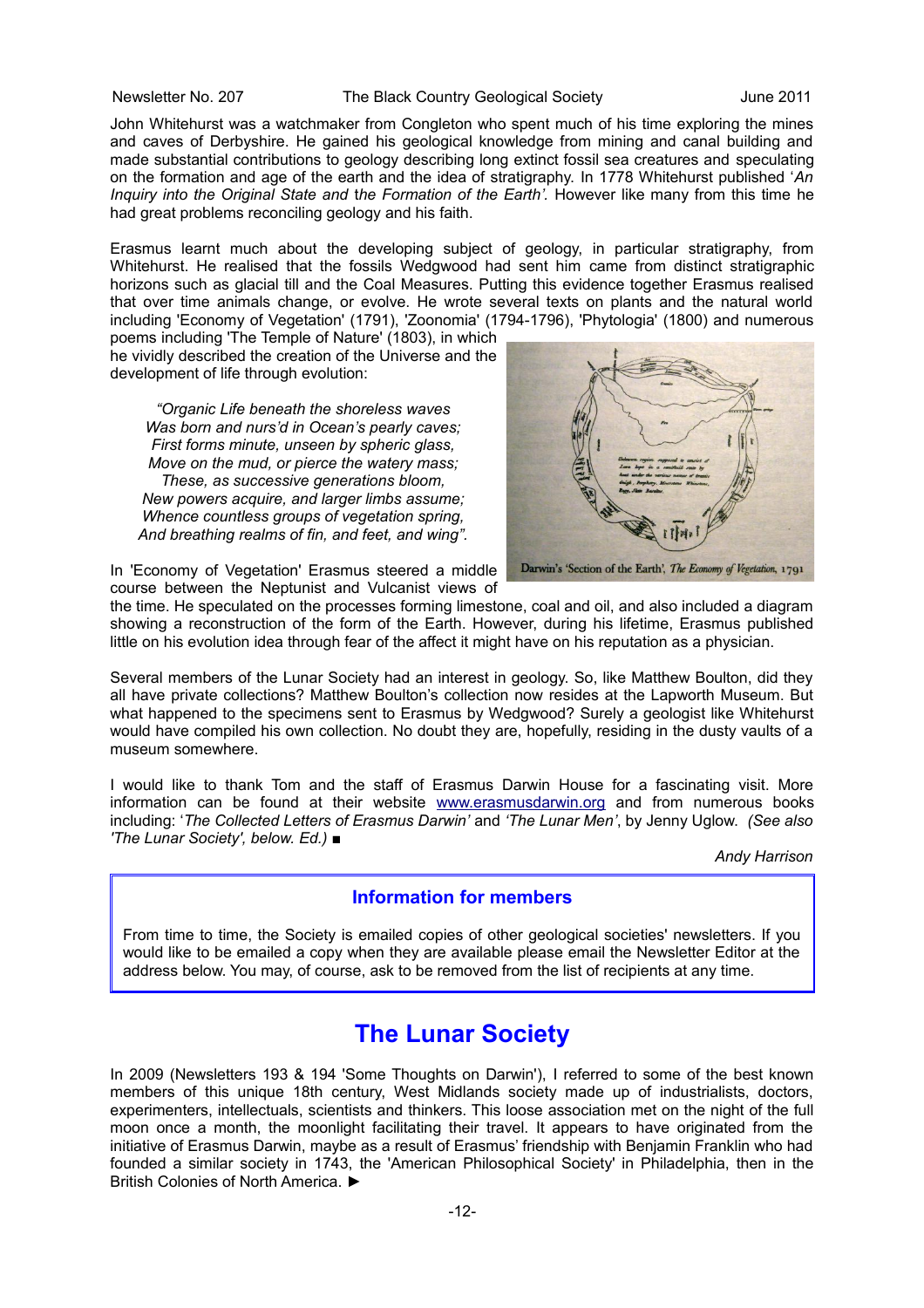John Whitehurst was a watchmaker from Congleton who spent much of his time exploring the mines and caves of Derbyshire. He gained his geological knowledge from mining and canal building and made substantial contributions to geology describing long extinct fossil sea creatures and speculating on the formation and age of the earth and the idea of stratigraphy. In 1778 Whitehurst published '*An Inquiry into the Original State and the Formation of the Earth'*. However like many from this time he had great problems reconciling geology and his faith.

Erasmus learnt much about the developing subject of geology, in particular stratigraphy, from Whitehurst. He realised that the fossils Wedgwood had sent him came from distinct stratigraphic horizons such as glacial till and the Coal Measures. Putting this evidence together Erasmus realised that over time animals change, or evolve. He wrote several texts on plants and the natural world including 'Economy of Vegetation' (1791), 'Zoonomia' (1794-1796), 'Phytologia' (1800) and numerous poems including 'The Temple of Nature' (1803), in which he vividly described the creation of the Universe and the development of life through evolution:

> *"Organic Life beneath the shoreless waves*
> *Was born and nurs'd in Ocean's pearly caves;*
> *First forms minute, unseen by spheric glass,*
> *Move on the mud, or pierce the watery mass;*
> *These, as successive generations bloom,*
> *New powers acquire, and larger limbs assume;*
> *Whence countless groups of vegetation spring,*
> *And breathing realms of fin, and feet, and wing".*

Darwin's 'Section of the Earth', *The Economy of Vegetation*, 1791

In 'Economy of Vegetation' Erasmus steered a middle course between the Neptunist and Vulcanist views of the time. He speculated on the processes forming limestone, coal and oil, and also included a diagram showing a reconstruction of the form of the Earth. However, during his lifetime, Erasmus published little on his evolution idea through fear of the affect it might have on his reputation as a physician.

Several members of the Lunar Society had an interest in geology. So, like Matthew Boulton, did they all have private collections? Matthew Boulton's collection now resides at the Lapworth Museum. But what happened to the specimens sent to Erasmus by Wedgwood? Surely a geologist like Whitehurst would have compiled his own collection. No doubt they are, hopefully, residing in the dusty vaults of a museum somewhere.

I would like to thank Tom and the staff of Erasmus Darwin House for a fascinating visit. More information can be found at their website www.erasmusdarwin.org and from numerous books including: '*The Collected Letters of Erasmus Darwin'* and *'The Lunar Men'*, by Jenny Uglow. *(See also 'The Lunar Society', below. Ed.)* ■

*Andy Harrison*

### Information for members

From time to time, the Society is emailed copies of other geological societies' newsletters. If you would like to be emailed a copy when they are available please email the Newsletter Editor at the address below. You may, of course, ask to be removed from the list of recipients at any time.

## The Lunar Society

In 2009 (Newsletters 193 & 194 'Some Thoughts on Darwin'), I referred to some of the best known members of this unique 18th century, West Midlands society made up of industrialists, doctors, experimenters, intellectuals, scientists and thinkers. This loose association met on the night of the full moon once a month, the moonlight facilitating their travel. It appears to have originated from the initiative of Erasmus Darwin, maybe as a result of Erasmus' friendship with Benjamin Franklin who had founded a similar society in 1743, the 'American Philosophical Society' in Philadelphia, then in the British Colonies of North America. ►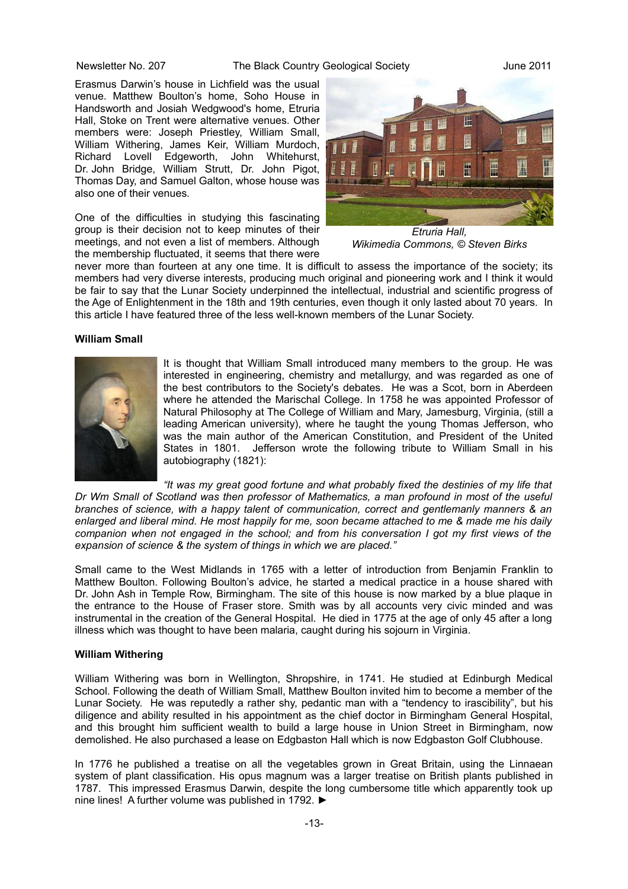Erasmus Darwin's house in Lichfield was the usual venue. Matthew Boulton's home, Soho House in Handsworth and Josiah Wedgwood's home, Etruria Hall, Stoke on Trent were alternative venues. Other members were: Joseph Priestley, William Small, William Withering, James Keir, William Murdoch, Richard Lovell Edgeworth, John Whitehurst, Dr. John Bridge, William Strutt, Dr. John Pigot, Thomas Day, and Samuel Galton, whose house was also one of their venues.

*Etruria Hall, Wikimedia Commons, © Steven Birks*

One of the difficulties in studying this fascinating group is their decision not to keep minutes of their meetings, and not even a list of members. Although the membership fluctuated, it seems that there were never more than fourteen at any one time. It is difficult to assess the importance of the society; its members had very diverse interests, producing much original and pioneering work and I think it would be fair to say that the Lunar Society underpinned the intellectual, industrial and scientific progress of the Age of Enlightenment in the 18th and 19th centuries, even though it only lasted about 70 years. In this article I have featured three of the less well-known members of the Lunar Society.

**William Small**

It is thought that William Small introduced many members to the group. He was interested in engineering, chemistry and metallurgy, and was regarded as one of the best contributors to the Society's debates. He was a Scot, born in Aberdeen where he attended the Marischal College. In 1758 he was appointed Professor of Natural Philosophy at The College of William and Mary, Jamesburg, Virginia, (still a leading American university), where he taught the young Thomas Jefferson, who was the main author of the American Constitution, and President of the United States in 1801. Jefferson wrote the following tribute to William Small in his autobiography (1821):

*"It was my great good fortune and what probably fixed the destinies of my life that Dr Wm Small of Scotland was then professor of Mathematics, a man profound in most of the useful branches of science, with a happy talent of communication, correct and gentlemanly manners & an enlarged and liberal mind. He most happily for me, soon became attached to me & made me his daily companion when not engaged in the school; and from his conversation I got my first views of the expansion of science & the system of things in which we are placed."*

Small came to the West Midlands in 1765 with a letter of introduction from Benjamin Franklin to Matthew Boulton. Following Boulton's advice, he started a medical practice in a house shared with Dr. John Ash in Temple Row, Birmingham. The site of this house is now marked by a blue plaque in the entrance to the House of Fraser store. Smith was by all accounts very civic minded and was instrumental in the creation of the General Hospital. He died in 1775 at the age of only 45 after a long illness which was thought to have been malaria, caught during his sojourn in Virginia.

**William Withering**

William Withering was born in Wellington, Shropshire, in 1741. He studied at Edinburgh Medical School. Following the death of William Small, Matthew Boulton invited him to become a member of the Lunar Society. He was reputedly a rather shy, pedantic man with a "tendency to irascibility", but his diligence and ability resulted in his appointment as the chief doctor in Birmingham General Hospital, and this brought him sufficient wealth to build a large house in Union Street in Birmingham, now demolished. He also purchased a lease on Edgbaston Hall which is now Edgbaston Golf Clubhouse.

In 1776 he published a treatise on all the vegetables grown in Great Britain, using the Linnaean system of plant classification. His opus magnum was a larger treatise on British plants published in 1787. This impressed Erasmus Darwin, despite the long cumbersome title which apparently took up nine lines! A further volume was published in 1792. ►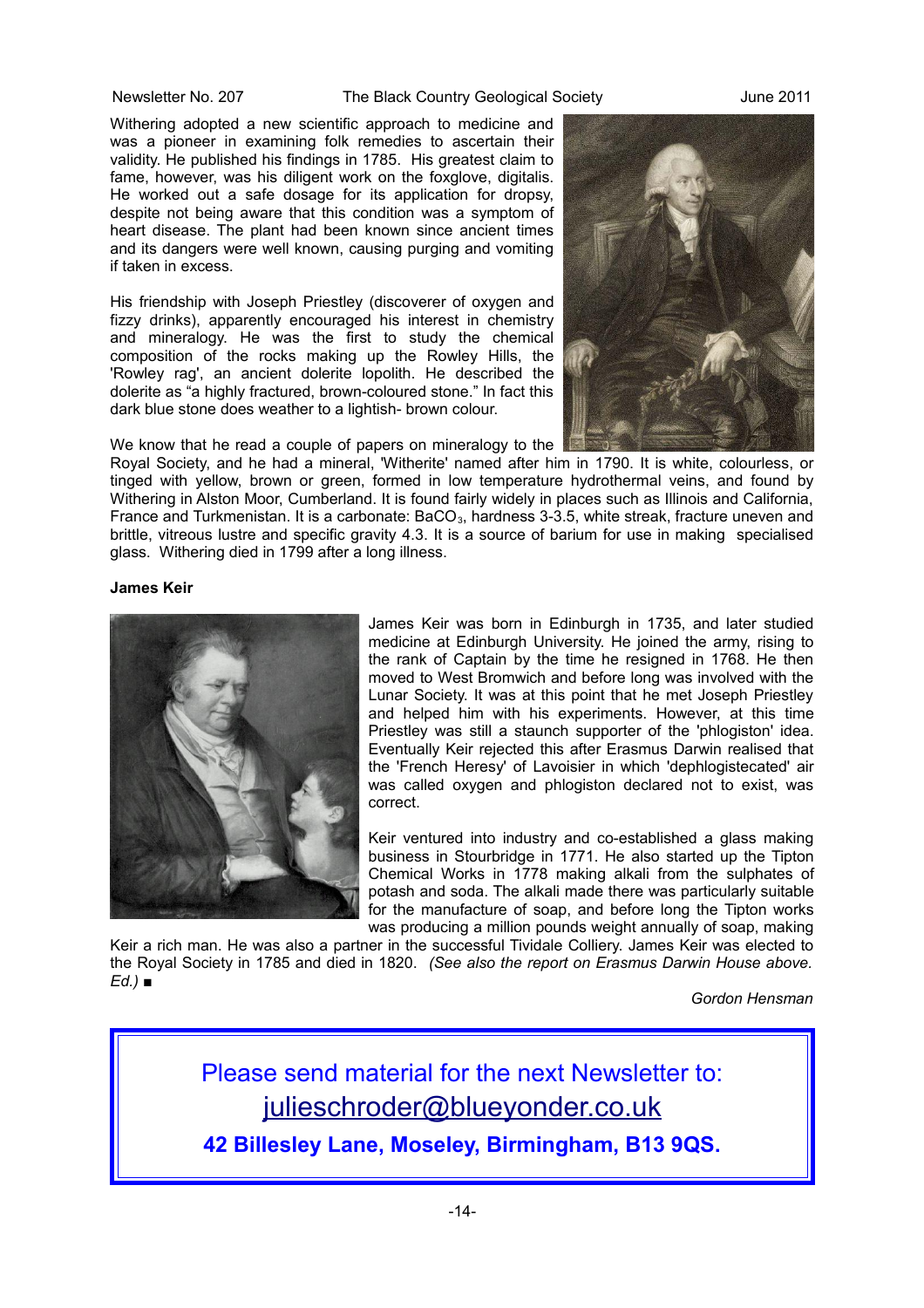Withering adopted a new scientific approach to medicine and was a pioneer in examining folk remedies to ascertain their validity. He published his findings in 1785. His greatest claim to fame, however, was his diligent work on the foxglove, digitalis. He worked out a safe dosage for its application for dropsy, despite not being aware that this condition was a symptom of heart disease. The plant had been known since ancient times and its dangers were well known, causing purging and vomiting if taken in excess.

His friendship with Joseph Priestley (discoverer of oxygen and fizzy drinks), apparently encouraged his interest in chemistry and mineralogy. He was the first to study the chemical composition of the rocks making up the Rowley Hills, the 'Rowley rag', an ancient dolerite lopolith. He described the dolerite as "a highly fractured, brown-coloured stone." In fact this dark blue stone does weather to a lightish- brown colour.

We know that he read a couple of papers on mineralogy to the Royal Society, and he had a mineral, 'Witherite' named after him in 1790. It is white, colourless, or tinged with yellow, brown or green, formed in low temperature hydrothermal veins, and found by Withering in Alston Moor, Cumberland. It is found fairly widely in places such as Illinois and California, France and Turkmenistan. It is a carbonate: $BaCO_3$, hardness 3-3.5, white streak, fracture uneven and brittle, vitreous lustre and specific gravity 4.3. It is a source of barium for use in making specialised glass. Withering died in 1799 after a long illness.

**James Keir**

James Keir was born in Edinburgh in 1735, and later studied medicine at Edinburgh University. He joined the army, rising to the rank of Captain by the time he resigned in 1768. He then moved to West Bromwich and before long was involved with the Lunar Society. It was at this point that he met Joseph Priestley and helped him with his experiments. However, at this time Priestley was still a staunch supporter of the 'phlogiston' idea. Eventually Keir rejected this after Erasmus Darwin realised that the 'French Heresy' of Lavoisier in which 'dephlogistecated' air was called oxygen and phlogiston declared not to exist, was correct.

Keir ventured into industry and co-established a glass making business in Stourbridge in 1771. He also started up the Tipton Chemical Works in 1778 making alkali from the sulphates of potash and soda. The alkali made there was particularly suitable for the manufacture of soap, and before long the Tipton works was producing a million pounds weight annually of soap, making Keir a rich man. He was also a partner in the successful Tividale Colliery. James Keir was elected to the Royal Society in 1785 and died in 1820. *(See also the report on Erasmus Darwin House above. Ed.)* ■

*Gordon Hensman*

Please send material for the next Newsletter to:
julieschroder@blueyonder.co.uk

**42 Billesley Lane, Moseley, Birmingham, B13 9QS.**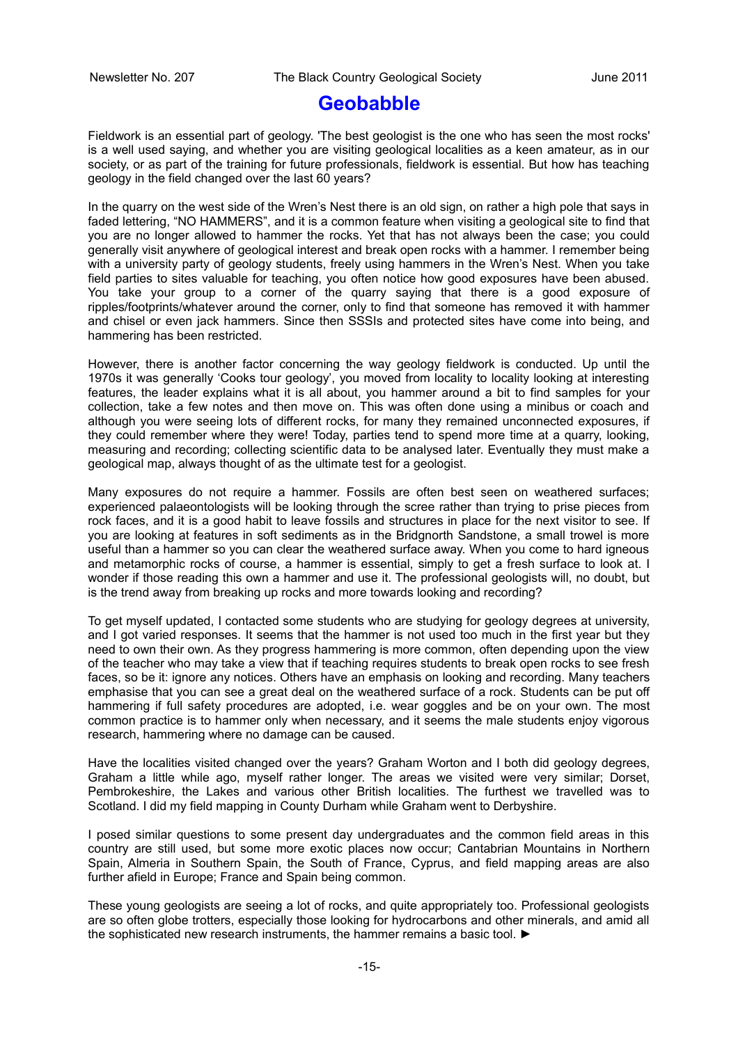# Geobabble

Fieldwork is an essential part of geology. 'The best geologist is the one who has seen the most rocks' is a well used saying, and whether you are visiting geological localities as a keen amateur, as in our society, or as part of the training for future professionals, fieldwork is essential. But how has teaching geology in the field changed over the last 60 years?

In the quarry on the west side of the Wren's Nest there is an old sign, on rather a high pole that says in faded lettering, "NO HAMMERS", and it is a common feature when visiting a geological site to find that you are no longer allowed to hammer the rocks. Yet that has not always been the case; you could generally visit anywhere of geological interest and break open rocks with a hammer. I remember being with a university party of geology students, freely using hammers in the Wren's Nest. When you take field parties to sites valuable for teaching, you often notice how good exposures have been abused. You take your group to a corner of the quarry saying that there is a good exposure of ripples/footprints/whatever around the corner, only to find that someone has removed it with hammer and chisel or even jack hammers. Since then SSSIs and protected sites have come into being, and hammering has been restricted.

However, there is another factor concerning the way geology fieldwork is conducted. Up until the 1970s it was generally 'Cooks tour geology', you moved from locality to locality looking at interesting features, the leader explains what it is all about, you hammer around a bit to find samples for your collection, take a few notes and then move on. This was often done using a minibus or coach and although you were seeing lots of different rocks, for many they remained unconnected exposures, if they could remember where they were! Today, parties tend to spend more time at a quarry, looking, measuring and recording; collecting scientific data to be analysed later. Eventually they must make a geological map, always thought of as the ultimate test for a geologist.

Many exposures do not require a hammer. Fossils are often best seen on weathered surfaces; experienced palaeontologists will be looking through the scree rather than trying to prise pieces from rock faces, and it is a good habit to leave fossils and structures in place for the next visitor to see. If you are looking at features in soft sediments as in the Bridgnorth Sandstone, a small trowel is more useful than a hammer so you can clear the weathered surface away. When you come to hard igneous and metamorphic rocks of course, a hammer is essential, simply to get a fresh surface to look at. I wonder if those reading this own a hammer and use it. The professional geologists will, no doubt, but is the trend away from breaking up rocks and more towards looking and recording?

To get myself updated, I contacted some students who are studying for geology degrees at university, and I got varied responses. It seems that the hammer is not used too much in the first year but they need to own their own. As they progress hammering is more common, often depending upon the view of the teacher who may take a view that if teaching requires students to break open rocks to see fresh faces, so be it: ignore any notices. Others have an emphasis on looking and recording. Many teachers emphasise that you can see a great deal on the weathered surface of a rock. Students can be put off hammering if full safety procedures are adopted, i.e. wear goggles and be on your own. The most common practice is to hammer only when necessary, and it seems the male students enjoy vigorous research, hammering where no damage can be caused.

Have the localities visited changed over the years? Graham Worton and I both did geology degrees, Graham a little while ago, myself rather longer. The areas we visited were very similar; Dorset, Pembrokeshire, the Lakes and various other British localities. The furthest we travelled was to Scotland. I did my field mapping in County Durham while Graham went to Derbyshire.

I posed similar questions to some present day undergraduates and the common field areas in this country are still used, but some more exotic places now occur; Cantabrian Mountains in Northern Spain, Almeria in Southern Spain, the South of France, Cyprus, and field mapping areas are also further afield in Europe; France and Spain being common.

These young geologists are seeing a lot of rocks, and quite appropriately too. Professional geologists are so often globe trotters, especially those looking for hydrocarbons and other minerals, and amid all the sophisticated new research instruments, the hammer remains a basic tool. ►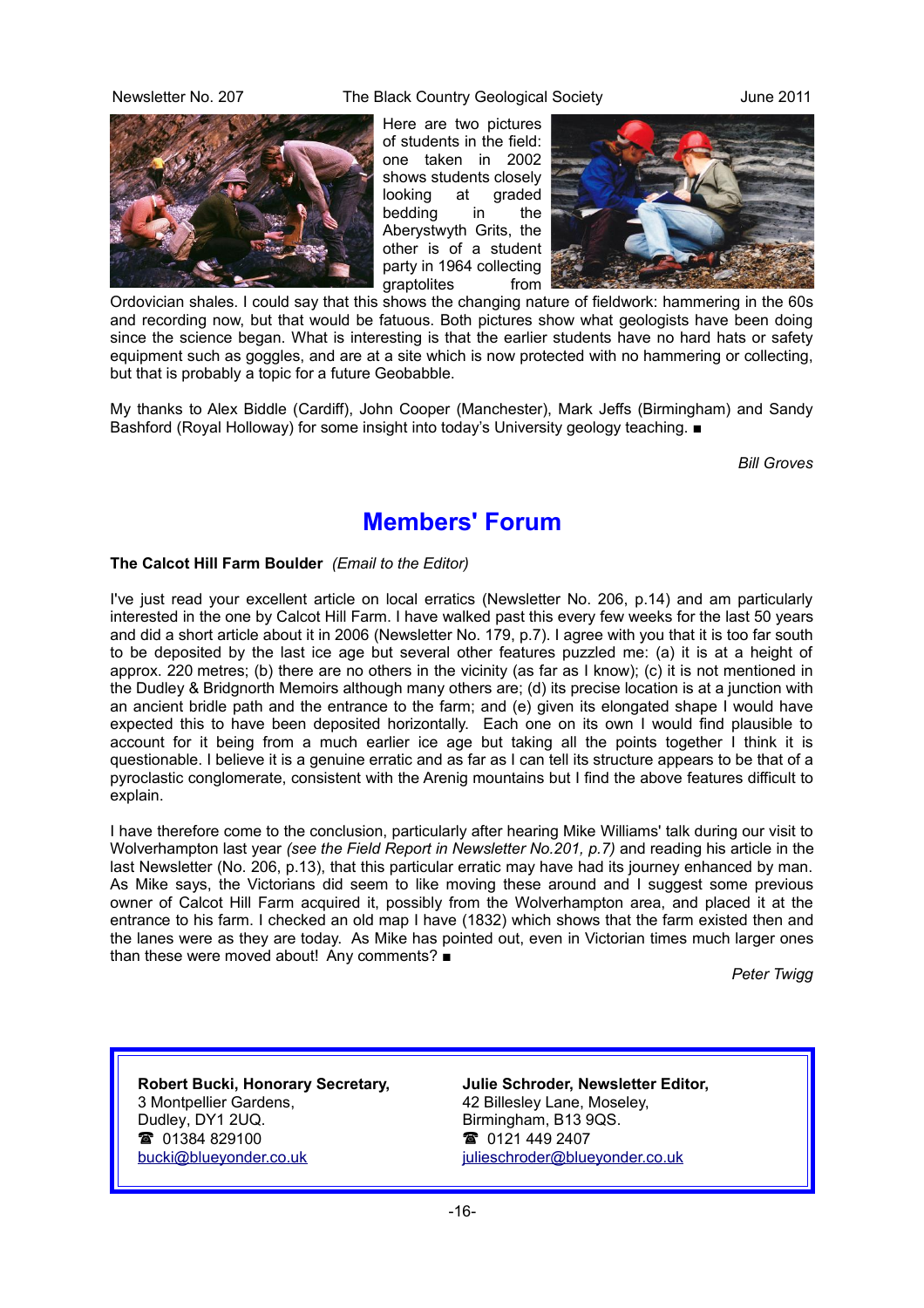Here are two pictures of students in the field: one taken in 2002 shows students closely looking at graded bedding in the Aberystwyth Grits, the other is of a student party in 1964 collecting graptolites from Ordovician shales. I could say that this shows the changing nature of fieldwork: hammering in the 60s and recording now, but that would be fatuous. Both pictures show what geologists have been doing since the science began. What is interesting is that the earlier students have no hard hats or safety equipment such as goggles, and are at a site which is now protected with no hammering or collecting, but that is probably a topic for a future Geobabble.

My thanks to Alex Biddle (Cardiff), John Cooper (Manchester), Mark Jeffs (Birmingham) and Sandy Bashford (Royal Holloway) for some insight into today's University geology teaching. ■

*Bill Groves*

# Members' Forum

**The Calcot Hill Farm Boulder** *(Email to the Editor)*

I've just read your excellent article on local erratics (Newsletter No. 206, p.14) and am particularly interested in the one by Calcot Hill Farm. I have walked past this every few weeks for the last 50 years and did a short article about it in 2006 (Newsletter No. 179, p.7). I agree with you that it is too far south to be deposited by the last ice age but several other features puzzled me: (a) it is at a height of approx. 220 metres; (b) there are no others in the vicinity (as far as I know); (c) it is not mentioned in the Dudley & Bridgnorth Memoirs although many others are; (d) its precise location is at a junction with an ancient bridle path and the entrance to the farm; and (e) given its elongated shape I would have expected this to have been deposited horizontally. Each one on its own I would find plausible to account for it being from a much earlier ice age but taking all the points together I think it is questionable. I believe it is a genuine erratic and as far as I can tell its structure appears to be that of a pyroclastic conglomerate, consistent with the Arenig mountains but I find the above features difficult to explain.

I have therefore come to the conclusion, particularly after hearing Mike Williams' talk during our visit to Wolverhampton last year *(see the Field Report in Newsletter No.201, p.7)* and reading his article in the last Newsletter (No. 206, p.13), that this particular erratic may have had its journey enhanced by man. As Mike says, the Victorians did seem to like moving these around and I suggest some previous owner of Calcot Hill Farm acquired it, possibly from the Wolverhampton area, and placed it at the entrance to his farm. I checked an old map I have (1832) which shows that the farm existed then and the lanes were as they are today. As Mike has pointed out, even in Victorian times much larger ones than these were moved about! Any comments? ■

*Peter Twigg*

**Robert Bucki, Honorary Secretary,**
3 Montpellier Gardens,
Dudley, DY1 2UQ.
☎ 01384 829100
bucki@blueyonder.co.uk

**Julie Schroder, Newsletter Editor,**
42 Billesley Lane, Moseley,
Birmingham, B13 9QS.
☎ 0121 449 2407
julieschroder@blueyonder.co.uk